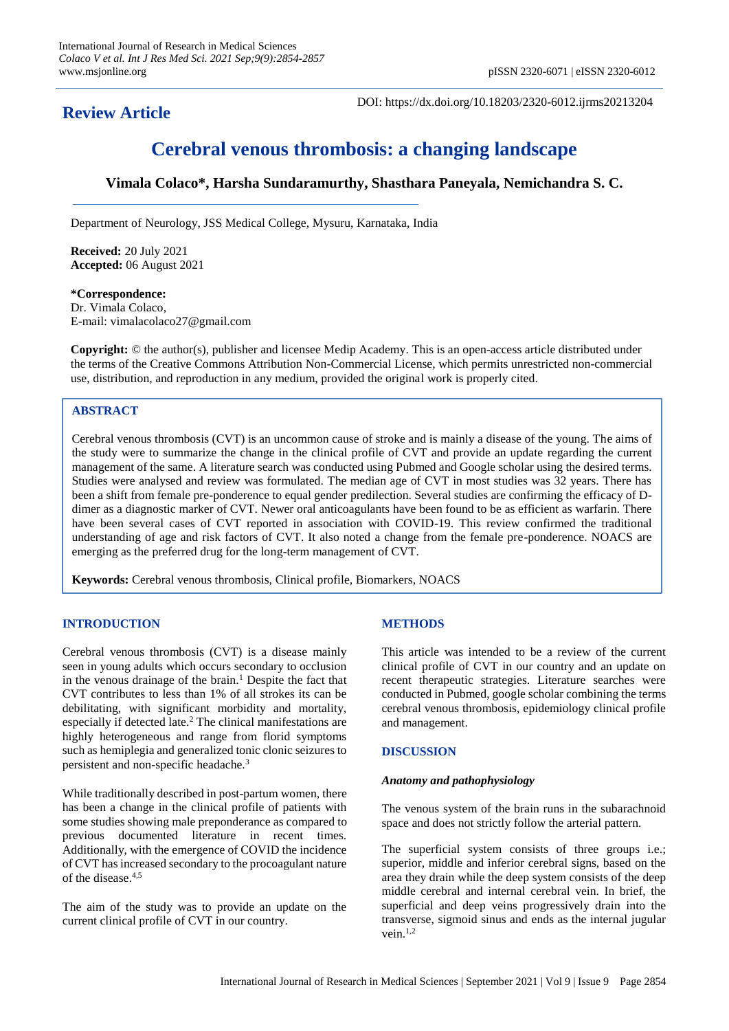**Review Article**

DOI: https://dx.doi.org/10.18203/2320-6012.ijrms20213204

# Cerebral venous thrombosis: a changing landscape

**Vimala Colaco\*, Harsha Sundaramurthy, Shasthara Paneyala, Nemichandra S. C.**

Department of Neurology, JSS Medical College, Mysuru, Karnataka, India

**Received:** 20 July 2021
**Accepted:** 06 August 2021

**\*Correspondence:**
Dr. Vimala Colaco,
E-mail: vimalacolaco27@gmail.com

**Copyright:** © the author(s), publisher and licensee Medip Academy. This is an open-access article distributed under the terms of the Creative Commons Attribution Non-Commercial License, which permits unrestricted non-commercial use, distribution, and reproduction in any medium, provided the original work is properly cited.

## ABSTRACT

Cerebral venous thrombosis (CVT) is an uncommon cause of stroke and is mainly a disease of the young. The aims of the study were to summarize the change in the clinical profile of CVT and provide an update regarding the current management of the same. A literature search was conducted using Pubmed and Google scholar using the desired terms. Studies were analysed and review was formulated. The median age of CVT in most studies was 32 years. There has been a shift from female pre-ponderence to equal gender predilection. Several studies are confirming the efficacy of D-dimer as a diagnostic marker of CVT. Newer oral anticoagulants have been found to be as efficient as warfarin. There have been several cases of CVT reported in association with COVID-19. This review confirmed the traditional understanding of age and risk factors of CVT. It also noted a change from the female pre-ponderence. NOACS are emerging as the preferred drug for the long-term management of CVT.

**Keywords:** Cerebral venous thrombosis, Clinical profile, Biomarkers, NOACS

## INTRODUCTION

Cerebral venous thrombosis (CVT) is a disease mainly seen in young adults which occurs secondary to occlusion in the venous drainage of the brain.[1] Despite the fact that CVT contributes to less than 1% of all strokes its can be debilitating, with significant morbidity and mortality, especially if detected late.[2] The clinical manifestations are highly heterogeneous and range from florid symptoms such as hemiplegia and generalized tonic clonic seizures to persistent and non-specific headache.[3]

While traditionally described in post-partum women, there has been a change in the clinical profile of patients with some studies showing male preponderance as compared to previous documented literature in recent times. Additionally, with the emergence of COVID the incidence of CVT has increased secondary to the procoagulant nature of the disease.[4,5]

The aim of the study was to provide an update on the current clinical profile of CVT in our country.

## METHODS

This article was intended to be a review of the current clinical profile of CVT in our country and an update on recent therapeutic strategies. Literature searches were conducted in Pubmed, google scholar combining the terms cerebral venous thrombosis, epidemiology clinical profile and management.

## DISCUSSION

### *Anatomy and pathophysiology*

The venous system of the brain runs in the subarachnoid space and does not strictly follow the arterial pattern.

The superficial system consists of three groups i.e.; superior, middle and inferior cerebral signs, based on the area they drain while the deep system consists of the deep middle cerebral and internal cerebral vein. In brief, the superficial and deep veins progressively drain into the transverse, sigmoid sinus and ends as the internal jugular vein.[1,2]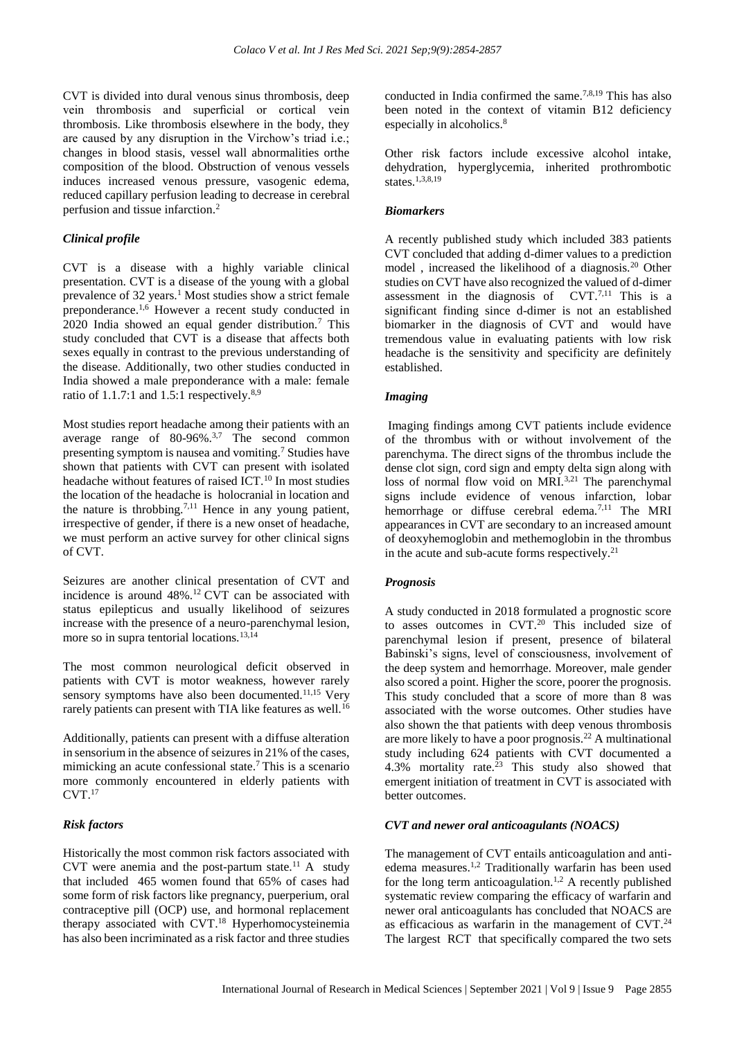CVT is divided into dural venous sinus thrombosis, deep vein thrombosis and superficial or cortical vein thrombosis. Like thrombosis elsewhere in the body, they are caused by any disruption in the Virchow's triad i.e.; changes in blood stasis, vessel wall abnormalities orthe composition of the blood. Obstruction of venous vessels induces increased venous pressure, vasogenic edema, reduced capillary perfusion leading to decrease in cerebral perfusion and tissue infarction.[2]

### *Clinical profile*

CVT is a disease with a highly variable clinical presentation. CVT is a disease of the young with a global prevalence of 32 years.[1] Most studies show a strict female preponderance.[1,6] However a recent study conducted in 2020 India showed an equal gender distribution.[7] This study concluded that CVT is a disease that affects both sexes equally in contrast to the previous understanding of the disease. Additionally, two other studies conducted in India showed a male preponderance with a male: female ratio of 1.1.7:1 and 1.5:1 respectively.[8,9]

Most studies report headache among their patients with an average range of 80-96%.[3,7] The second common presenting symptom is nausea and vomiting.[7] Studies have shown that patients with CVT can present with isolated headache without features of raised ICT.[10] In most studies the location of the headache is holocranial in location and the nature is throbbing.[7,11] Hence in any young patient, irrespective of gender, if there is a new onset of headache, we must perform an active survey for other clinical signs of CVT.

Seizures are another clinical presentation of CVT and incidence is around 48%.[12] CVT can be associated with status epilepticus and usually likelihood of seizures increase with the presence of a neuro-parenchymal lesion, more so in supra tentorial locations.[13,14]

The most common neurological deficit observed in patients with CVT is motor weakness, however rarely sensory symptoms have also been documented.[11,15] Very rarely patients can present with TIA like features as well.[16]

Additionally, patients can present with a diffuse alteration in sensorium in the absence of seizures in 21% of the cases, mimicking an acute confessional state.[7] This is a scenario more commonly encountered in elderly patients with CVT.[17]

### *Risk factors*

Historically the most common risk factors associated with CVT were anemia and the post-partum state.[11] A study that included 465 women found that 65% of cases had some form of risk factors like pregnancy, puerperium, oral contraceptive pill (OCP) use, and hormonal replacement therapy associated with CVT.[18] Hyperhomocysteinemia has also been incriminated as a risk factor and three studies conducted in India confirmed the same.[7,8,19] This has also been noted in the context of vitamin B12 deficiency especially in alcoholics.[8]

Other risk factors include excessive alcohol intake, dehydration, hyperglycemia, inherited prothrombotic states.[1,3,8,19]

### *Biomarkers*

A recently published study which included 383 patients CVT concluded that adding d-dimer values to a prediction model , increased the likelihood of a diagnosis.[20] Other studies on CVT have also recognized the valued of d-dimer assessment in the diagnosis of CVT.[7,11] This is a significant finding since d-dimer is not an established biomarker in the diagnosis of CVT and would have tremendous value in evaluating patients with low risk headache is the sensitivity and specificity are definitely established.

### *Imaging*

Imaging findings among CVT patients include evidence of the thrombus with or without involvement of the parenchyma. The direct signs of the thrombus include the dense clot sign, cord sign and empty delta sign along with loss of normal flow void on MRI.[3,21] The parenchymal signs include evidence of venous infarction, lobar hemorrhage or diffuse cerebral edema.[7,11] The MRI appearances in CVT are secondary to an increased amount of deoxyhemoglobin and methemoglobin in the thrombus in the acute and sub-acute forms respectively.[21]

### *Prognosis*

A study conducted in 2018 formulated a prognostic score to asses outcomes in CVT.[20] This included size of parenchymal lesion if present, presence of bilateral Babinski's signs, level of consciousness, involvement of the deep system and hemorrhage. Moreover, male gender also scored a point. Higher the score, poorer the prognosis. This study concluded that a score of more than 8 was associated with the worse outcomes. Other studies have also shown the that patients with deep venous thrombosis are more likely to have a poor prognosis.[22] A multinational study including 624 patients with CVT documented a 4.3% mortality rate.[23] This study also showed that emergent initiation of treatment in CVT is associated with better outcomes.

### *CVT and newer oral anticoagulants (NOACS)*

The management of CVT entails anticoagulation and anti-edema measures.[1,2] Traditionally warfarin has been used for the long term anticoagulation.[1,2] A recently published systematic review comparing the efficacy of warfarin and newer oral anticoagulants has concluded that NOACS are as efficacious as warfarin in the management of CVT.[24] The largest RCT that specifically compared the two sets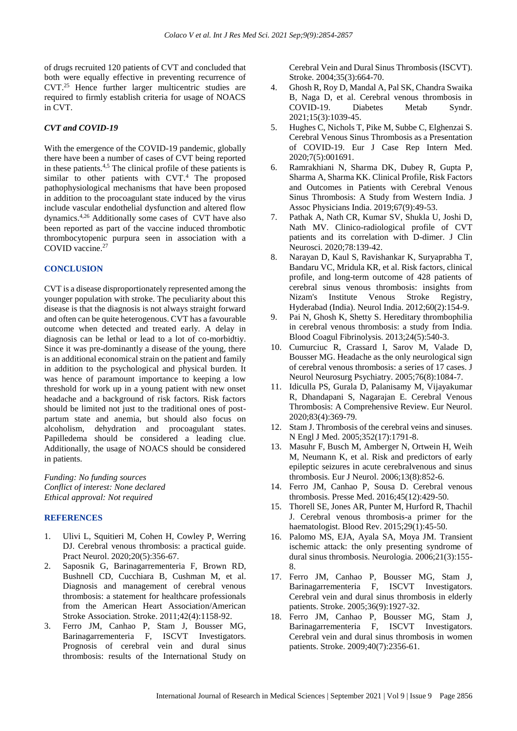of drugs recruited 120 patients of CVT and concluded that both were equally effective in preventing recurrence of CVT.[25] Hence further larger multicentric studies are required to firmly establish criteria for usage of NOACS in CVT.

### *CVT and COVID-19*

With the emergence of the COVID-19 pandemic, globally there have been a number of cases of CVT being reported in these patients.[4,5] The clinical profile of these patients is similar to other patients with CVT.[4] The proposed pathophysiological mechanisms that have been proposed in addition to the procoagulant state induced by the virus include vascular endothelial dysfunction and altered flow dynamics.[4,26] Additionally some cases of CVT have also been reported as part of the vaccine induced thrombotic thrombocytopenic purpura seen in association with a COVID vaccine.[27]

## CONCLUSION

CVT is a disease disproportionately represented among the younger population with stroke. The peculiarity about this disease is that the diagnosis is not always straight forward and often can be quite heterogenous. CVT has a favourable outcome when detected and treated early. A delay in diagnosis can be lethal or lead to a lot of co-morbidtiy. Since it was pre-dominantly a disease of the young, there is an additional economical strain on the patient and family in addition to the psychological and physical burden. It was hence of paramount importance to keeping a low threshold for work up in a young patient with new onset headache and a background of risk factors. Risk factors should be limited not just to the traditional ones of post-partum state and anemia, but should also focus on alcoholism, dehydration and procoagulant states. Papilledema should be considered a leading clue. Additionally, the usage of NOACS should be considered in patients.

*Funding: No funding sources*
*Conflict of interest: None declared*
*Ethical approval: Not required*

## REFERENCES

1. Ulivi L, Squitieri M, Cohen H, Cowley P, Werring DJ. Cerebral venous thrombosis: a practical guide. Pract Neurol. 2020;20(5):356-67.
2. Saposnik G, Barinagarrementeria F, Brown RD, Bushnell CD, Cucchiara B, Cushman M, et al. Diagnosis and management of cerebral venous thrombosis: a statement for healthcare professionals from the American Heart Association/American Stroke Association. Stroke. 2011;42(4):1158-92.
3. Ferro JM, Canhao P, Stam J, Bousser MG, Barinagarrementeria F, ISCVT Investigators. Prognosis of cerebral vein and dural sinus thrombosis: results of the International Study on Cerebral Vein and Dural Sinus Thrombosis (ISCVT). Stroke. 2004;35(3):664-70.
4. Ghosh R, Roy D, Mandal A, Pal SK, Chandra Swaika B, Naga D, et al. Cerebral venous thrombosis in COVID-19. Diabetes Metab Syndr. 2021;15(3):1039-45.
5. Hughes C, Nichols T, Pike M, Subbe C, Elghenzai S. Cerebral Venous Sinus Thrombosis as a Presentation of COVID-19. Eur J Case Rep Intern Med. 2020;7(5):001691.
6. Ramrakhiani N, Sharma DK, Dubey R, Gupta P, Sharma A, Sharma KK. Clinical Profile, Risk Factors and Outcomes in Patients with Cerebral Venous Sinus Thrombosis: A Study from Western India. J Assoc Physicians India. 2019;67(9):49-53.
7. Pathak A, Nath CR, Kumar SV, Shukla U, Joshi D, Nath MV. Clinico-radiological profile of CVT patients and its correlation with D-dimer. J Clin Neurosci. 2020;78:139-42.
8. Narayan D, Kaul S, Ravishankar K, Suryaprabha T, Bandaru VC, Mridula KR, et al. Risk factors, clinical profile, and long-term outcome of 428 patients of cerebral sinus venous thrombosis: insights from Nizam's Institute Venous Stroke Registry, Hyderabad (India). Neurol India. 2012;60(2):154-9.
9. Pai N, Ghosh K, Shetty S. Hereditary thrombophilia in cerebral venous thrombosis: a study from India. Blood Coagul Fibrinolysis. 2013;24(5):540-3.
10. Cumurciuc R, Crassard I, Sarov M, Valade D, Bousser MG. Headache as the only neurological sign of cerebral venous thrombosis: a series of 17 cases. J Neurol Neurosurg Psychiatry. 2005;76(8):1084-7.
11. Idiculla PS, Gurala D, Palanisamy M, Vijayakumar R, Dhandapani S, Nagarajan E. Cerebral Venous Thrombosis: A Comprehensive Review. Eur Neurol. 2020;83(4):369-79.
12. Stam J. Thrombosis of the cerebral veins and sinuses. N Engl J Med. 2005;352(17):1791-8.
13. Masuhr F, Busch M, Amberger N, Ortwein H, Weih M, Neumann K, et al. Risk and predictors of early epileptic seizures in acute cerebralvenous and sinus thrombosis. Eur J Neurol. 2006;13(8):852-6.
14. Ferro JM, Canhao P, Sousa D. Cerebral venous thrombosis. Presse Med. 2016;45(12):429-50.
15. Thorell SE, Jones AR, Punter M, Hurford R, Thachil J. Cerebral venous thrombosis-a primer for the haematologist. Blood Rev. 2015;29(1):45-50.
16. Palomo MS, EJA, Ayala SA, Moya JM. Transient ischemic attack: the only presenting syndrome of dural sinus thrombosis. Neurologia. 2006;21(3):155-8.
17. Ferro JM, Canhao P, Bousser MG, Stam J, Barinagarrementeria F, ISCVT Investigators. Cerebral vein and dural sinus thrombosis in elderly patients. Stroke. 2005;36(9):1927-32.
18. Ferro JM, Canhao P, Bousser MG, Stam J, Barinagarrementeria F, ISCVT Investigators. Cerebral vein and dural sinus thrombosis in women patients. Stroke. 2009;40(7):2356-61.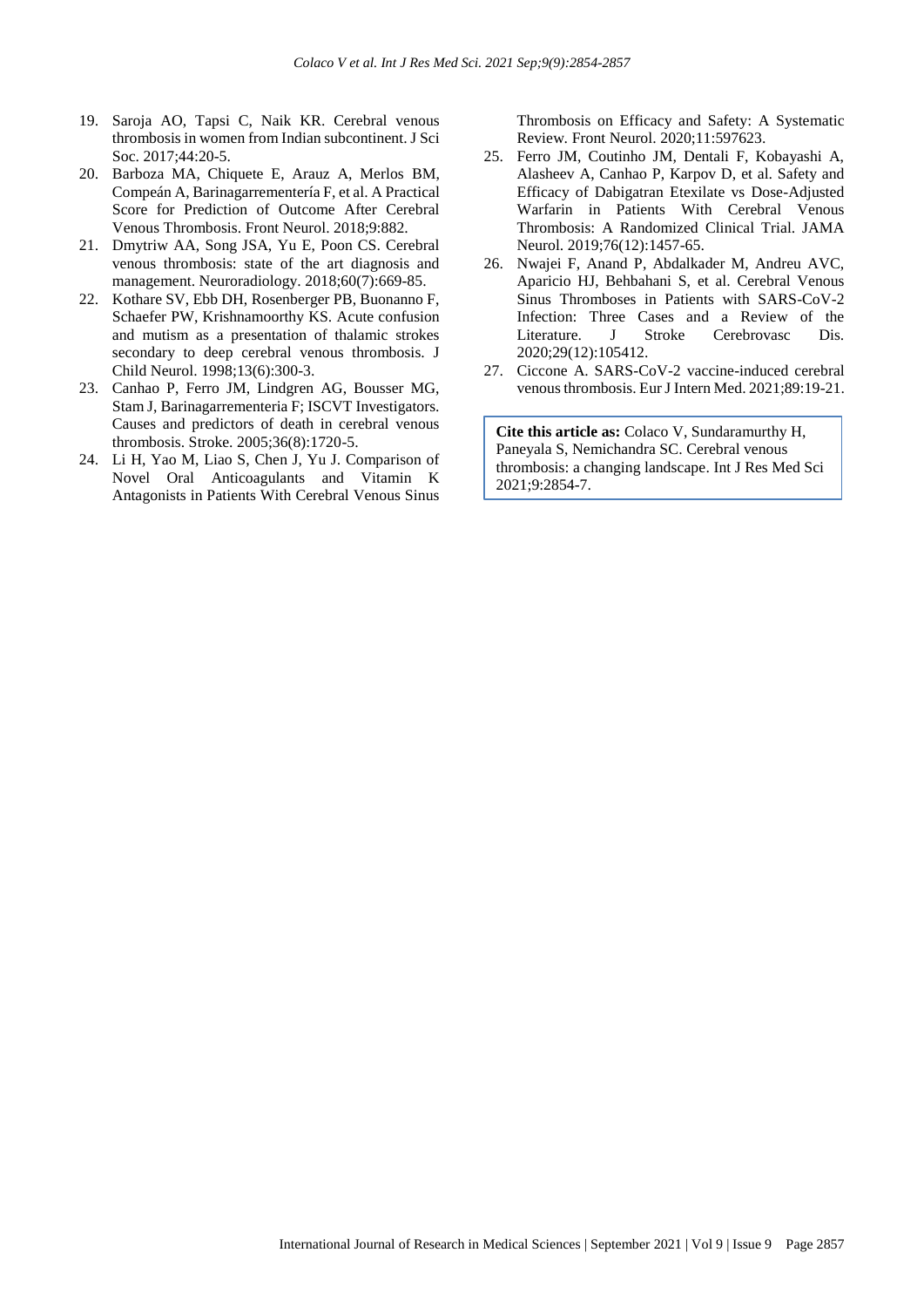19. Saroja AO, Tapsi C, Naik KR. Cerebral venous thrombosis in women from Indian subcontinent. J Sci Soc. 2017;44:20-5.
20. Barboza MA, Chiquete E, Arauz A, Merlos BM, Compeán A, Barinagarrementería F, et al. A Practical Score for Prediction of Outcome After Cerebral Venous Thrombosis. Front Neurol. 2018;9:882.
21. Dmytriw AA, Song JSA, Yu E, Poon CS. Cerebral venous thrombosis: state of the art diagnosis and management. Neuroradiology. 2018;60(7):669-85.
22. Kothare SV, Ebb DH, Rosenberger PB, Buonanno F, Schaefer PW, Krishnamoorthy KS. Acute confusion and mutism as a presentation of thalamic strokes secondary to deep cerebral venous thrombosis. J Child Neurol. 1998;13(6):300-3.
23. Canhao P, Ferro JM, Lindgren AG, Bousser MG, Stam J, Barinagarrementeria F; ISCVT Investigators. Causes and predictors of death in cerebral venous thrombosis. Stroke. 2005;36(8):1720-5.
24. Li H, Yao M, Liao S, Chen J, Yu J. Comparison of Novel Oral Anticoagulants and Vitamin K Antagonists in Patients With Cerebral Venous Sinus Thrombosis on Efficacy and Safety: A Systematic Review. Front Neurol. 2020;11:597623.
25. Ferro JM, Coutinho JM, Dentali F, Kobayashi A, Alasheev A, Canhao P, Karpov D, et al. Safety and Efficacy of Dabigatran Etexilate vs Dose-Adjusted Warfarin in Patients With Cerebral Venous Thrombosis: A Randomized Clinical Trial. JAMA Neurol. 2019;76(12):1457-65.
26. Nwajei F, Anand P, Abdalkader M, Andreu AVC, Aparicio HJ, Behbahani S, et al. Cerebral Venous Sinus Thromboses in Patients with SARS-CoV-2 Infection: Three Cases and a Review of the Literature. J Stroke Cerebrovasc Dis. 2020;29(12):105412.
27. Ciccone A. SARS-CoV-2 vaccine-induced cerebral venous thrombosis. Eur J Intern Med. 2021;89:19-21.

**Cite this article as:** Colaco V, Sundaramurthy H, Paneyala S, Nemichandra SC. Cerebral venous thrombosis: a changing landscape. Int J Res Med Sci 2021;9:2854-7.